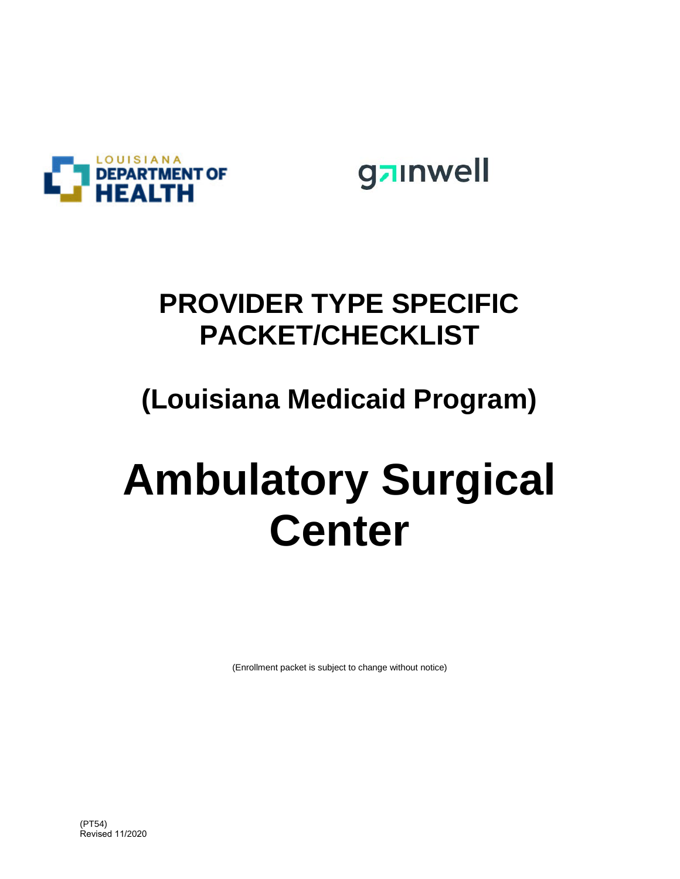LOUISIANA DEPARTMENT OF HEALTH

gainwell

# PROVIDER TYPE SPECIFIC PACKET/CHECKLIST

## (Louisiana Medicaid Program)

# Ambulatory Surgical Center

(Enrollment packet is subject to change without notice)

(PT54)
Revised 11/2020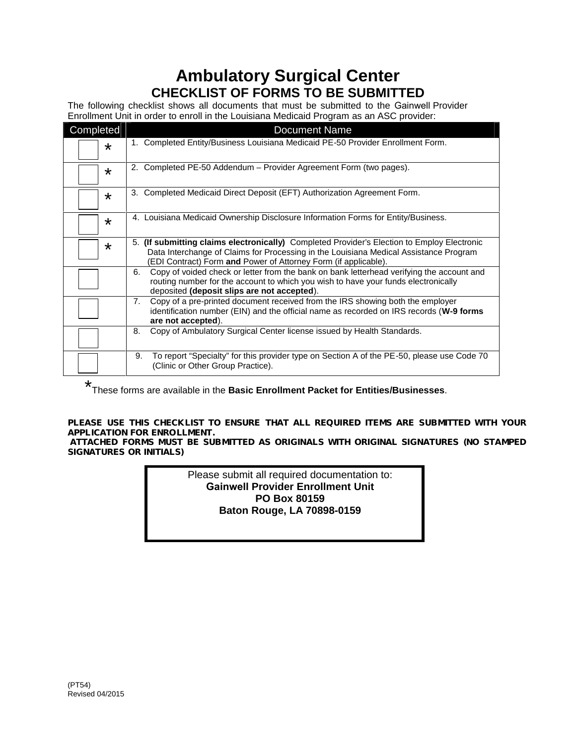# Ambulatory Surgical Center

## CHECKLIST OF FORMS TO BE SUBMITTED

The following checklist shows all documents that must be submitted to the Gainwell Provider Enrollment Unit in order to enroll in the Louisiana Medicaid Program as an ASC provider:

| Completed | Document Name |
|---|---|
| ☐ * | 1. Completed Entity/Business Louisiana Medicaid PE-50 Provider Enrollment Form. |
| ☐ * | 2. Completed PE-50 Addendum – Provider Agreement Form (two pages). |
| ☐ * | 3. Completed Medicaid Direct Deposit (EFT) Authorization Agreement Form. |
| ☐ * | 4. Louisiana Medicaid Ownership Disclosure Information Forms for Entity/Business. |
| ☐ * | 5. **(If submitting claims electronically)** Completed Provider's Election to Employ Electronic Data Interchange of Claims for Processing in the Louisiana Medical Assistance Program (EDI Contract) Form **and** Power of Attorney Form (if applicable). |
| ☐ | 6. Copy of voided check or letter from the bank on bank letterhead verifying the account and routing number for the account to which you wish to have your funds electronically deposited **(deposit slips are not accepted)**. |
| ☐ | 7. Copy of a pre-printed document received from the IRS showing both the employer identification number (EIN) and the official name as recorded on IRS records (**W-9 forms are not accepted**). |
| ☐ | 8. Copy of Ambulatory Surgical Center license issued by Health Standards. |
| ☐ | 9. To report "Specialty" for this provider type on Section A of the PE-50, please use Code 70 (Clinic or Other Group Practice). |

*These forms are available in the **Basic Enrollment Packet for Entities/Businesses**.

**PLEASE USE THIS CHECKLIST TO ENSURE THAT ALL REQUIRED ITEMS ARE SUBMITTED WITH YOUR APPLICATION FOR ENROLLMENT.**

**ATTACHED FORMS MUST BE SUBMITTED AS ORIGINALS WITH ORIGINAL SIGNATURES (NO STAMPED SIGNATURES OR INITIALS)**

Please submit all required documentation to:
**Gainwell Provider Enrollment Unit**
**PO Box 80159**
**Baton Rouge, LA 70898-0159**

(PT54)
Revised 04/2015